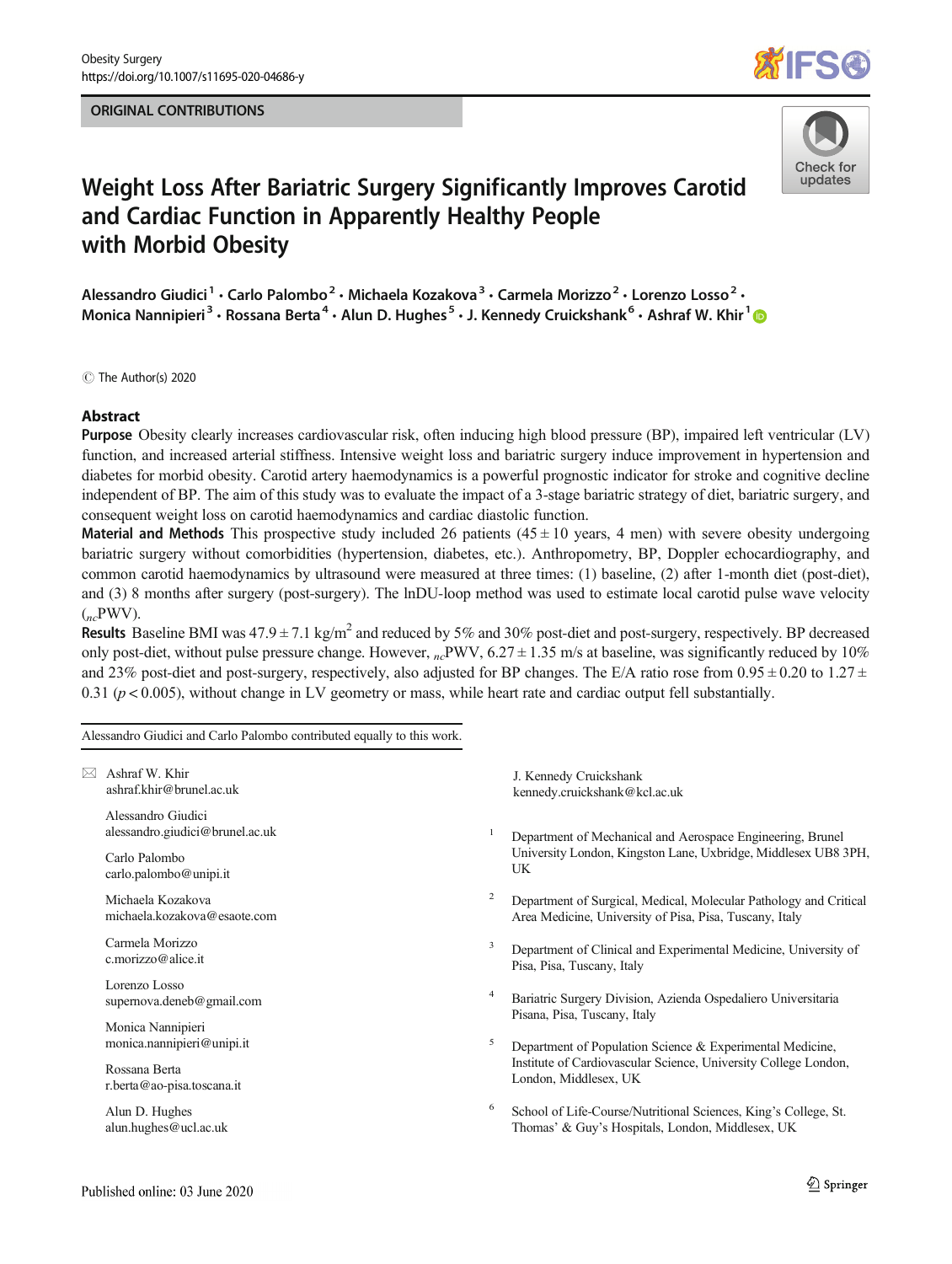ORIGINAL CONTRIBUTIONS

# Weight Loss After Bariatric Surgery Significantly Improves Carotid and Cardiac Function in Apparently Healthy People with Morbid Obesity

Alessandro Giudici[1] · Carlo Palombo[2] · Michaela Kozakova[3] · Carmela Morizzo[2] · Lorenzo Losso[2] · Monica Nannipieri[3] · Rossana Berta[4] · Alun D. Hughes[5] · J. Kennedy Cruickshank[6] · Ashraf W. Khir[1]

© The Author(s) 2020

## Abstract

**Purpose** Obesity clearly increases cardiovascular risk, often inducing high blood pressure (BP), impaired left ventricular (LV) function, and increased arterial stiffness. Intensive weight loss and bariatric surgery induce improvement in hypertension and diabetes for morbid obesity. Carotid artery haemodynamics is a powerful prognostic indicator for stroke and cognitive decline independent of BP. The aim of this study was to evaluate the impact of a 3-stage bariatric strategy of diet, bariatric surgery, and consequent weight loss on carotid haemodynamics and cardiac diastolic function.

**Material and Methods** This prospective study included 26 patients (45 ± 10 years, 4 men) with severe obesity undergoing bariatric surgery without comorbidities (hypertension, diabetes, etc.). Anthropometry, BP, Doppler echocardiography, and common carotid haemodynamics by ultrasound were measured at three times: (1) baseline, (2) after 1-month diet (post-diet), and (3) 8 months after surgery (post-surgery). The lnDU-loop method was used to estimate local carotid pulse wave velocity ($_{nc}$PWV).

**Results** Baseline BMI was 47.9 ± 7.1 kg/m$^2$ and reduced by 5% and 30% post-diet and post-surgery, respectively. BP decreased only post-diet, without pulse pressure change. However, $_{nc}$PWV, 6.27 ± 1.35 m/s at baseline, was significantly reduced by 10% and 23% post-diet and post-surgery, respectively, also adjusted for BP changes. The E/A ratio rose from 0.95 ± 0.20 to 1.27 ± 0.31 ($p < 0.005$), without change in LV geometry or mass, while heart rate and cardiac output fell substantially.

Alessandro Giudici and Carlo Palombo contributed equally to this work.

✉ Ashraf W. Khir
ashraf.khir@brunel.ac.uk

Alessandro Giudici
alessandro.giudici@brunel.ac.uk

Carlo Palombo
carlo.palombo@unipi.it

Michaela Kozakova
michaela.kozakova@esaote.com

Carmela Morizzo
c.morizzo@alice.it

Lorenzo Losso
supernova.deneb@gmail.com

Monica Nannipieri
monica.nannipieri@unipi.it

Rossana Berta
r.berta@ao-pisa.toscana.it

Alun D. Hughes
alun.hughes@ucl.ac.uk

J. Kennedy Cruickshank
kennedy.cruickshank@kcl.ac.uk

[1] Department of Mechanical and Aerospace Engineering, Brunel University London, Kingston Lane, Uxbridge, Middlesex UB8 3PH, UK

[2] Department of Surgical, Medical, Molecular Pathology and Critical Area Medicine, University of Pisa, Pisa, Tuscany, Italy

[3] Department of Clinical and Experimental Medicine, University of Pisa, Pisa, Tuscany, Italy

[4] Bariatric Surgery Division, Azienda Ospedaliero Universitaria Pisana, Pisa, Tuscany, Italy

[5] Department of Population Science & Experimental Medicine, Institute of Cardiovascular Science, University College London, London, Middlesex, UK

[6] School of Life-Course/Nutritional Sciences, King's College, St. Thomas' & Guy's Hospitals, London, Middlesex, UK

Published online: 03 June 2020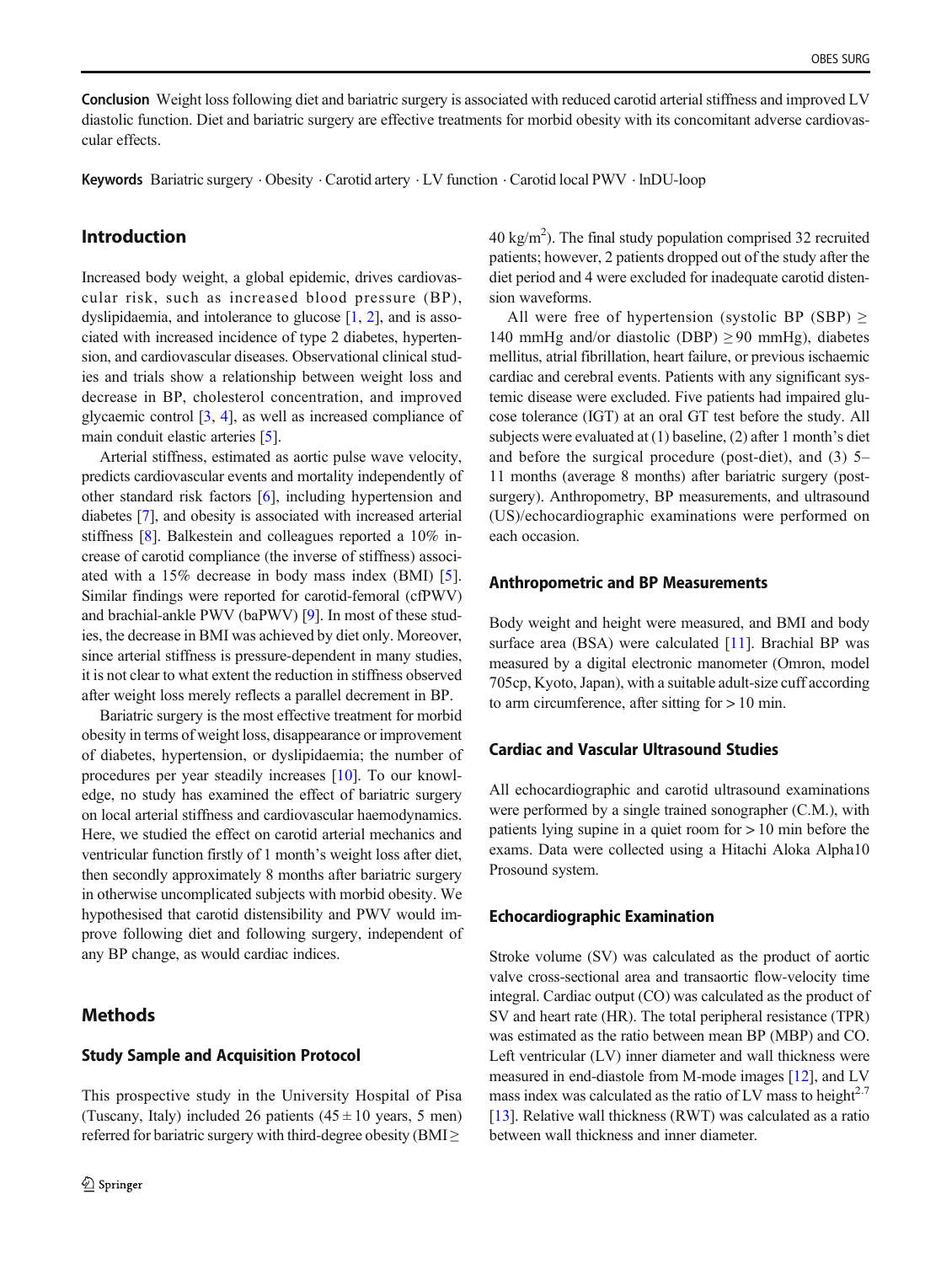**Conclusion** Weight loss following diet and bariatric surgery is associated with reduced carotid arterial stiffness and improved LV diastolic function. Diet and bariatric surgery are effective treatments for morbid obesity with its concomitant adverse cardiovascular effects.

**Keywords** Bariatric surgery · Obesity · Carotid artery · LV function · Carotid local PWV · lnDU-loop

## Introduction

Increased body weight, a global epidemic, drives cardiovascular risk, such as increased blood pressure (BP), dyslipidaemia, and intolerance to glucose [1, 2], and is associated with increased incidence of type 2 diabetes, hypertension, and cardiovascular diseases. Observational clinical studies and trials show a relationship between weight loss and decrease in BP, cholesterol concentration, and improved glycaemic control [3, 4], as well as increased compliance of main conduit elastic arteries [5].

Arterial stiffness, estimated as aortic pulse wave velocity, predicts cardiovascular events and mortality independently of other standard risk factors [6], including hypertension and diabetes [7], and obesity is associated with increased arterial stiffness [8]. Balkestein and colleagues reported a 10% increase of carotid compliance (the inverse of stiffness) associated with a 15% decrease in body mass index (BMI) [5]. Similar findings were reported for carotid-femoral (cfPWV) and brachial-ankle PWV (baPWV) [9]. In most of these studies, the decrease in BMI was achieved by diet only. Moreover, since arterial stiffness is pressure-dependent in many studies, it is not clear to what extent the reduction in stiffness observed after weight loss merely reflects a parallel decrement in BP.

Bariatric surgery is the most effective treatment for morbid obesity in terms of weight loss, disappearance or improvement of diabetes, hypertension, or dyslipidaemia; the number of procedures per year steadily increases [10]. To our knowledge, no study has examined the effect of bariatric surgery on local arterial stiffness and cardiovascular haemodynamics. Here, we studied the effect on carotid arterial mechanics and ventricular function firstly of 1 month's weight loss after diet, then secondly approximately 8 months after bariatric surgery in otherwise uncomplicated subjects with morbid obesity. We hypothesised that carotid distensibility and PWV would improve following diet and following surgery, independent of any BP change, as would cardiac indices.

## Methods

### Study Sample and Acquisition Protocol

This prospective study in the University Hospital of Pisa (Tuscany, Italy) included 26 patients (45 ± 10 years, 5 men) referred for bariatric surgery with third-degree obesity (BMI ≥ 40 kg/m$^2$). The final study population comprised 32 recruited patients; however, 2 patients dropped out of the study after the diet period and 4 were excluded for inadequate carotid distension waveforms.

All were free of hypertension (systolic BP (SBP) ≥ 140 mmHg and/or diastolic (DBP) ≥ 90 mmHg), diabetes mellitus, atrial fibrillation, heart failure, or previous ischaemic cardiac and cerebral events. Patients with any significant systemic disease were excluded. Five patients had impaired glucose tolerance (IGT) at an oral GT test before the study. All subjects were evaluated at (1) baseline, (2) after 1 month's diet and before the surgical procedure (post-diet), and (3) 5–11 months (average 8 months) after bariatric surgery (post-surgery). Anthropometry, BP measurements, and ultrasound (US)/echocardiographic examinations were performed on each occasion.

### Anthropometric and BP Measurements

Body weight and height were measured, and BMI and body surface area (BSA) were calculated [11]. Brachial BP was measured by a digital electronic manometer (Omron, model 705cp, Kyoto, Japan), with a suitable adult-size cuff according to arm circumference, after sitting for > 10 min.

### Cardiac and Vascular Ultrasound Studies

All echocardiographic and carotid ultrasound examinations were performed by a single trained sonographer (C.M.), with patients lying supine in a quiet room for > 10 min before the exams. Data were collected using a Hitachi Aloka Alpha10 Prosound system.

### Echocardiographic Examination

Stroke volume (SV) was calculated as the product of aortic valve cross-sectional area and transaortic flow-velocity time integral. Cardiac output (CO) was calculated as the product of SV and heart rate (HR). The total peripheral resistance (TPR) was estimated as the ratio between mean BP (MBP) and CO. Left ventricular (LV) inner diameter and wall thickness were measured in end-diastole from M-mode images [12], and LV mass index was calculated as the ratio of LV mass to height$^{2.7}$ [13]. Relative wall thickness (RWT) was calculated as a ratio between wall thickness and inner diameter.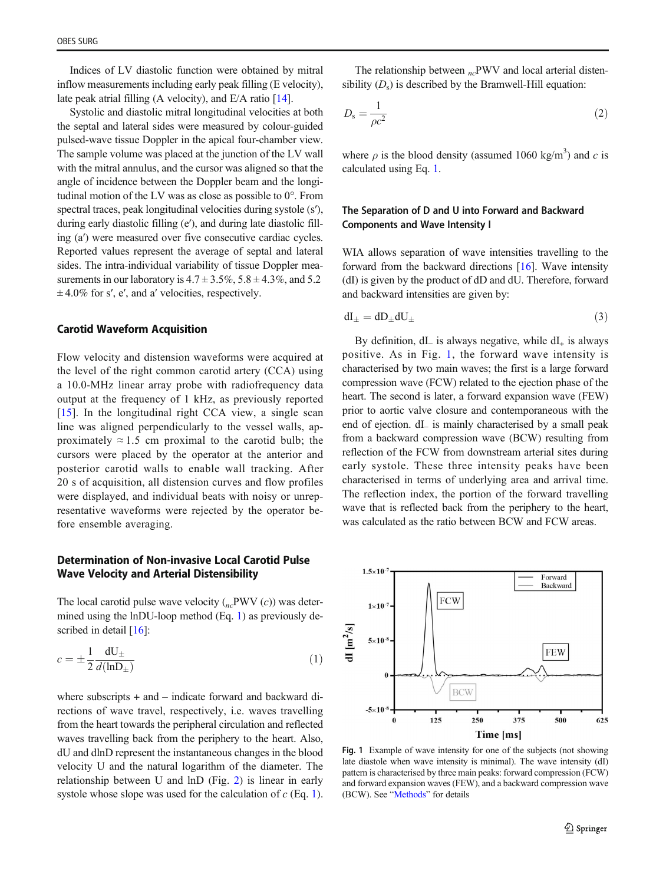Indices of LV diastolic function were obtained by mitral inflow measurements including early peak filling (E velocity), late peak atrial filling (A velocity), and E/A ratio [14].

Systolic and diastolic mitral longitudinal velocities at both the septal and lateral sides were measured by colour-guided pulsed-wave tissue Doppler in the apical four-chamber view. The sample volume was placed at the junction of the LV wall with the mitral annulus, and the cursor was aligned so that the angle of incidence between the Doppler beam and the longitudinal motion of the LV was as close as possible to 0°. From spectral traces, peak longitudinal velocities during systole (s′), during early diastolic filling (e′), and during late diastolic filling (a′) were measured over five consecutive cardiac cycles. Reported values represent the average of septal and lateral sides. The intra-individual variability of tissue Doppler measurements in our laboratory is 4.7 ± 3.5%, 5.8 ± 4.3%, and 5.2 ± 4.0% for s′, e′, and a′ velocities, respectively.

### Carotid Waveform Acquisition

Flow velocity and distension waveforms were acquired at the level of the right common carotid artery (CCA) using a 10.0-MHz linear array probe with radiofrequency data output at the frequency of 1 kHz, as previously reported [15]. In the longitudinal right CCA view, a single scan line was aligned perpendicularly to the vessel walls, approximately ≈ 1.5 cm proximal to the carotid bulb; the cursors were placed by the operator at the anterior and posterior carotid walls to enable wall tracking. After 20 s of acquisition, all distension curves and flow profiles were displayed, and individual beats with noisy or unrepresentative waveforms were rejected by the operator before ensemble averaging.

### Determination of Non-invasive Local Carotid Pulse Wave Velocity and Arterial Distensibility

The local carotid pulse wave velocity ($_{nc}$PWV ($c$)) was determined using the lnDU-loop method (Eq. 1) as previously described in detail [16]:

$$c = \pm \frac{1}{2} \frac{dU_{\pm}}{d(\ln D_{\pm})} \tag{1}$$

where subscripts + and – indicate forward and backward directions of wave travel, respectively, i.e. waves travelling from the heart towards the peripheral circulation and reflected waves travelling back from the periphery to the heart. Also, dU and dlnD represent the instantaneous changes in the blood velocity U and the natural logarithm of the diameter. The relationship between U and lnD (Fig. 2) is linear in early systole whose slope was used for the calculation of $c$ (Eq. 1).

The relationship between $_{nc}$PWV and local arterial distensibility ($D_s$) is described by the Bramwell-Hill equation:

$$D_s = \frac{1}{\rho c^2} \tag{2}$$

where $\rho$ is the blood density (assumed 1060 kg/m$^3$) and $c$ is calculated using Eq. 1.

### The Separation of D and U into Forward and Backward Components and Wave Intensity I

WIA allows separation of wave intensities travelling to the forward from the backward directions [16]. Wave intensity (dI) is given by the product of dD and dU. Therefore, forward and backward intensities are given by:

$$dI_{\pm} = dD_{\pm} dU_{\pm} \tag{3}$$

By definition, $dI_-$ is always negative, while $dI_+$ is always positive. As in Fig. 1, the forward wave intensity is characterised by two main waves; the first is a large forward compression wave (FCW) related to the ejection phase of the heart. The second is later, a forward expansion wave (FEW) prior to aortic valve closure and contemporaneous with the end of ejection. $dI_-$ is mainly characterised by a small peak from a backward compression wave (BCW) resulting from reflection of the FCW from downstream arterial sites during early systole. These three intensity peaks have been characterised in terms of underlying area and arrival time. The reflection index, the portion of the forward travelling wave that is reflected back from the periphery to the heart, was calculated as the ratio between BCW and FCW areas.

Fig. 1 Example of wave intensity for one of the subjects (not showing late diastole when wave intensity is minimal). The wave intensity (dI) pattern is characterised by three main peaks: forward compression (FCW) and forward expansion waves (FEW), and a backward compression wave (BCW). See "Methods" for details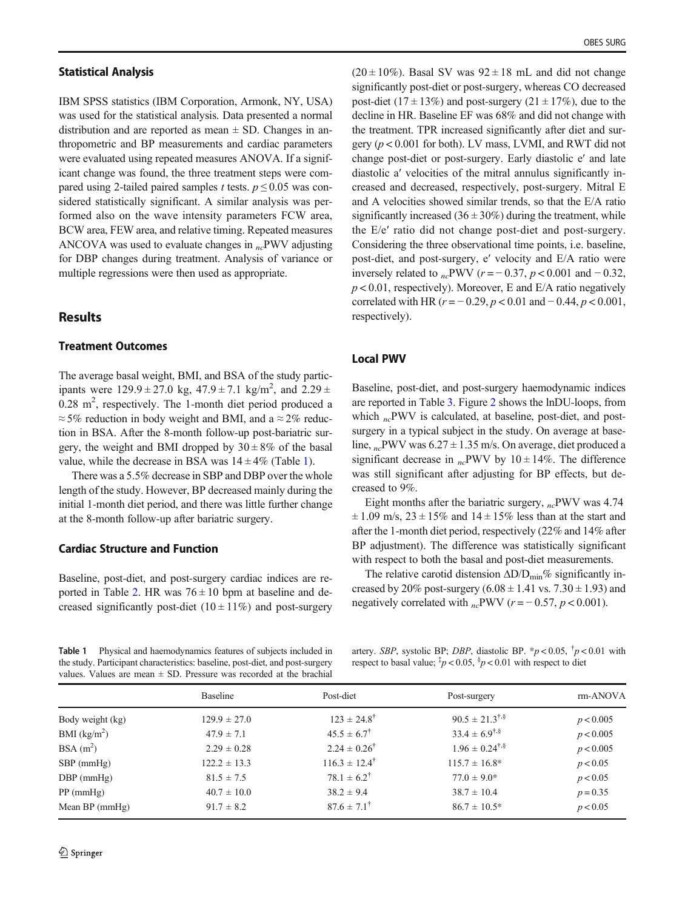## Statistical Analysis

IBM SPSS statistics (IBM Corporation, Armonk, NY, USA) was used for the statistical analysis. Data presented a normal distribution and are reported as mean ± SD. Changes in anthropometric and BP measurements and cardiac parameters were evaluated using repeated measures ANOVA. If a significant change was found, the three treatment steps were compared using 2-tailed paired samples *t* tests. $p \le 0.05$ was considered statistically significant. A similar analysis was performed also on the wave intensity parameters FCW area, BCW area, FEW area, and relative timing. Repeated measures ANCOVA was used to evaluate changes in $_{nc}$PWV adjusting for DBP changes during treatment. Analysis of variance or multiple regressions were then used as appropriate.

## Results

### Treatment Outcomes

The average basal weight, BMI, and BSA of the study participants were 129.9 ± 27.0 kg, 47.9 ± 7.1 kg/m$^2$, and 2.29 ± 0.28 m$^2$, respectively. The 1-month diet period produced a ≈ 5% reduction in body weight and BMI, and a ≈ 2% reduction in BSA. After the 8-month follow-up post-bariatric surgery, the weight and BMI dropped by 30 ± 8% of the basal value, while the decrease in BSA was 14 ± 4% (Table 1).

There was a 5.5% decrease in SBP and DBP over the whole length of the study. However, BP decreased mainly during the initial 1-month diet period, and there was little further change at the 8-month follow-up after bariatric surgery.

### Cardiac Structure and Function

Baseline, post-diet, and post-surgery cardiac indices are reported in Table 2. HR was 76 ± 10 bpm at baseline and decreased significantly post-diet (10 ± 11%) and post-surgery (20 ± 10%). Basal SV was 92 ± 18 mL and did not change significantly post-diet or post-surgery, whereas CO decreased post-diet (17 ± 13%) and post-surgery (21 ± 17%), due to the decline in HR. Baseline EF was 68% and did not change with the treatment. TPR increased significantly after diet and surgery ($p < 0.001$ for both). LV mass, LVMI, and RWT did not change post-diet or post-surgery. Early diastolic e′ and late diastolic a′ velocities of the mitral annulus significantly increased and decreased, respectively, post-surgery. Mitral E and A velocities showed similar trends, so that the E/A ratio significantly increased (36 ± 30%) during the treatment, while the E/e′ ratio did not change post-diet and post-surgery. Considering the three observational time points, i.e. baseline, post-diet, and post-surgery, e′ velocity and E/A ratio were inversely related to $_{nc}$PWV ($r = -0.37$, $p < 0.001$ and − 0.32, $p < 0.01$, respectively). Moreover, E and E/A ratio negatively correlated with HR ($r = -0.29$, $p < 0.01$ and − 0.44, $p < 0.001$, respectively).

### Local PWV

Baseline, post-diet, and post-surgery haemodynamic indices are reported in Table 3. Figure 2 shows the lnDU-loops, from which $_{nc}$PWV is calculated, at baseline, post-diet, and post-surgery in a typical subject in the study. On average at baseline, $_{nc}$PWV was 6.27 ± 1.35 m/s. On average, diet produced a significant decrease in $_{nc}$PWV by 10 ± 14%. The difference was still significant after adjusting for BP effects, but decreased to 9%.

Eight months after the bariatric surgery, $_{nc}$PWV was 4.74 ± 1.09 m/s, 23 ± 15% and 14 ± 15% less than at the start and after the 1-month diet period, respectively (22% and 14% after BP adjustment). The difference was statistically significant with respect to both the basal and post-diet measurements.

The relative carotid distension $\Delta D/D_{min}$% significantly increased by 20% post-surgery (6.08 ± 1.41 vs. 7.30 ± 1.93) and negatively correlated with $_{nc}$PWV ($r = -0.57$, $p < 0.001$).

**Table 1** Physical and haemodynamics features of subjects included in the study. Participant characteristics: baseline, post-diet, and post-surgery values. Values are mean ± SD. Pressure was recorded at the brachial artery. *SBP*, systolic BP; *DBP*, diastolic BP. *$p < 0.05$, †$p < 0.01$ with respect to basal value; ‡$p < 0.05$, §$p < 0.01$ with respect to diet

| | Baseline | Post-diet | Post-surgery | rm-ANOVA |
|---|---|---|---|---|
| Body weight (kg) | 129.9 ± 27.0 | 123 ± 24.8† | 90.5 ± 21.3†,§ | $p < 0.005$ |
| BMI (kg/m$^2$) | 47.9 ± 7.1 | 45.5 ± 6.7† | 33.4 ± 6.9†,§ | $p < 0.005$ |
| BSA (m$^2$) | 2.29 ± 0.28 | 2.24 ± 0.26† | 1.96 ± 0.24†,§ | $p < 0.005$ |
| SBP (mmHg) | 122.2 ± 13.3 | 116.3 ± 12.4† | 115.7 ± 16.8* | $p < 0.05$ |
| DBP (mmHg) | 81.5 ± 7.5 | 78.1 ± 6.2† | 77.0 ± 9.0* | $p < 0.05$ |
| PP (mmHg) | 40.7 ± 10.0 | 38.2 ± 9.4 | 38.7 ± 10.4 | $p = 0.35$ |
| Mean BP (mmHg) | 91.7 ± 8.2 | 87.6 ± 7.1† | 86.7 ± 10.5* | $p < 0.05$ |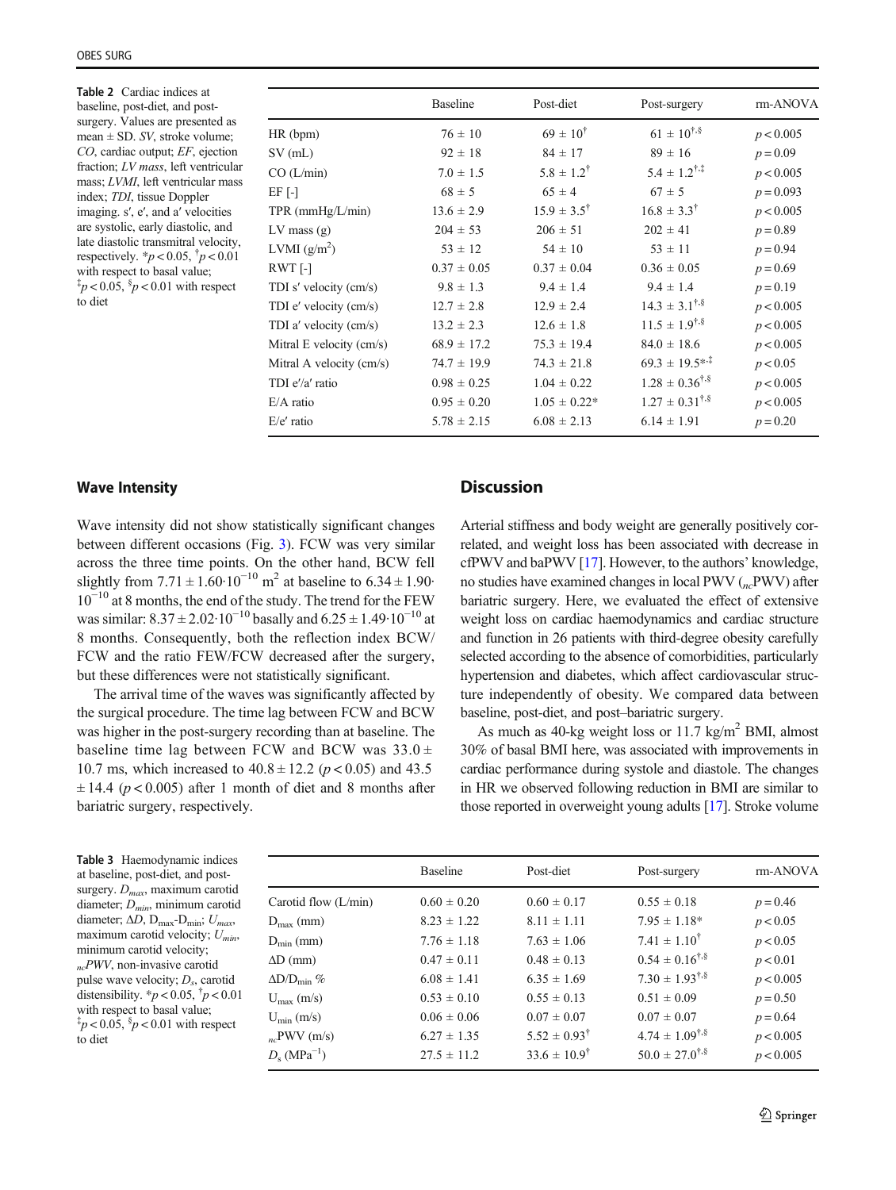**Table 2** Cardiac indices at baseline, post-diet, and post-surgery. Values are presented as mean ± SD. *SV*, stroke volume; *CO*, cardiac output; *EF*, ejection fraction; *LV mass*, left ventricular mass; *LVMI*, left ventricular mass index; *TDI*, tissue Doppler imaging. s′, e′, and a′ velocities are systolic, early diastolic, and late diastolic transmitral velocity, respectively. \*$p < 0.05$, †$p < 0.01$ with respect to basal value; ‡$p < 0.05$, §$p < 0.01$ with respect to diet

| | Baseline | Post-diet | Post-surgery | rm-ANOVA |
|---|---|---|---|---|
| HR (bpm) | 76 ± 10 | 69 ± 10† | 61 ± 10†,§ | $p < 0.005$ |
| SV (mL) | 92 ± 18 | 84 ± 17 | 89 ± 16 | $p = 0.09$ |
| CO (L/min) | 7.0 ± 1.5 | 5.8 ± 1.2† | 5.4 ± 1.2†,‡ | $p < 0.005$ |
| EF [-] | 68 ± 5 | 65 ± 4 | 67 ± 5 | $p = 0.093$ |
| TPR (mmHg/L/min) | 13.6 ± 2.9 | 15.9 ± 3.5† | 16.8 ± 3.3† | $p < 0.005$ |
| LV mass (g) | 204 ± 53 | 206 ± 51 | 202 ± 41 | $p = 0.89$ |
| LVMI (g/m$^2$) | 53 ± 12 | 54 ± 10 | 53 ± 11 | $p = 0.94$ |
| RWT [-] | 0.37 ± 0.05 | 0.37 ± 0.04 | 0.36 ± 0.05 | $p = 0.69$ |
| TDI s′ velocity (cm/s) | 9.8 ± 1.3 | 9.4 ± 1.4 | 9.4 ± 1.4 | $p = 0.19$ |
| TDI e′ velocity (cm/s) | 12.7 ± 2.8 | 12.9 ± 2.4 | 14.3 ± 3.1†,§ | $p < 0.005$ |
| TDI a′ velocity (cm/s) | 13.2 ± 2.3 | 12.6 ± 1.8 | 11.5 ± 1.9†,§ | $p < 0.005$ |
| Mitral E velocity (cm/s) | 68.9 ± 17.2 | 75.3 ± 19.4 | 84.0 ± 18.6 | $p < 0.005$ |
| Mitral A velocity (cm/s) | 74.7 ± 19.9 | 74.3 ± 21.8 | 69.3 ± 19.5\*,‡ | $p < 0.05$ |
| TDI e′/a′ ratio | 0.98 ± 0.25 | 1.04 ± 0.22 | 1.28 ± 0.36†,§ | $p < 0.005$ |
| E/A ratio | 0.95 ± 0.20 | 1.05 ± 0.22\* | 1.27 ± 0.31†,§ | $p < 0.005$ |
| E/e′ ratio | 5.78 ± 2.15 | 6.08 ± 2.13 | 6.14 ± 1.91 | $p = 0.20$ |

### Wave Intensity

Wave intensity did not show statistically significant changes between different occasions (Fig. 3). FCW was very similar across the three time points. On the other hand, BCW fell slightly from $7.71 \pm 1.60 \cdot 10^{-10}$ m$^2$ at baseline to $6.34 \pm 1.90 \cdot 10^{-10}$ at 8 months, the end of the study. The trend for the FEW was similar: $8.37 \pm 2.02 \cdot 10^{-10}$ basally and $6.25 \pm 1.49 \cdot 10^{-10}$ at 8 months. Consequently, both the reflection index BCW/FCW and the ratio FEW/FCW decreased after the surgery, but these differences were not statistically significant.

The arrival time of the waves was significantly affected by the surgical procedure. The time lag between FCW and BCW was higher in the post-surgery recording than at baseline. The baseline time lag between FCW and BCW was 33.0 ± 10.7 ms, which increased to 40.8 ± 12.2 ($p < 0.05$) and 43.5 ± 14.4 ($p < 0.005$) after 1 month of diet and 8 months after bariatric surgery, respectively.

## Discussion

Arterial stiffness and body weight are generally positively correlated, and weight loss has been associated with decrease in cfPWV and baPWV [17]. However, to the authors' knowledge, no studies have examined changes in local PWV ($_{nc}$PWV) after bariatric surgery. Here, we evaluated the effect of extensive weight loss on cardiac haemodynamics and cardiac structure and function in 26 patients with third-degree obesity carefully selected according to the absence of comorbidities, particularly hypertension and diabetes, which affect cardiovascular structure independently of obesity. We compared data between baseline, post-diet, and post–bariatric surgery.

As much as 40-kg weight loss or 11.7 kg/m$^2$ BMI, almost 30% of basal BMI here, was associated with improvements in cardiac performance during systole and diastole. The changes in HR we observed following reduction in BMI are similar to those reported in overweight young adults [17]. Stroke volume

**Table 3** Haemodynamic indices at baseline, post-diet, and post-surgery. $D_{max}$, maximum carotid diameter; $D_{min}$, minimum carotid diameter; $\Delta D$, $D_{max}$-$D_{min}$; $U_{max}$, maximum carotid velocity; $U_{min}$, minimum carotid velocity; $_{nc}PWV$, non-invasive carotid pulse wave velocity; $D_s$, carotid distensibility. \*$p < 0.05$, †$p < 0.01$ with respect to basal value; ‡$p < 0.05$, §$p < 0.01$ with respect to diet

| | Baseline | Post-diet | Post-surgery | rm-ANOVA |
|---|---|---|---|---|
| Carotid flow (L/min) | 0.60 ± 0.20 | 0.60 ± 0.17 | 0.55 ± 0.18 | $p = 0.46$ |
| $D_{max}$ (mm) | 8.23 ± 1.22 | 8.11 ± 1.11 | 7.95 ± 1.18\* | $p < 0.05$ |
| $D_{min}$ (mm) | 7.76 ± 1.18 | 7.63 ± 1.06 | 7.41 ± 1.10† | $p < 0.05$ |
| $\Delta D$ (mm) | 0.47 ± 0.11 | 0.48 ± 0.13 | 0.54 ± 0.16†,§ | $p < 0.01$ |
| $\Delta D/D_{min}$ % | 6.08 ± 1.41 | 6.35 ± 1.69 | 7.30 ± 1.93†,§ | $p < 0.005$ |
| $U_{max}$ (m/s) | 0.53 ± 0.10 | 0.55 ± 0.13 | 0.51 ± 0.09 | $p = 0.50$ |
| $U_{min}$ (m/s) | 0.06 ± 0.06 | 0.07 ± 0.07 | 0.07 ± 0.07 | $p = 0.64$ |
| $_{nc}$PWV (m/s) | 6.27 ± 1.35 | 5.52 ± 0.93† | 4.74 ± 1.09†,§ | $p < 0.005$ |
| $D_s$ (MPa$^{-1}$) | 27.5 ± 11.2 | 33.6 ± 10.9† | 50.0 ± 27.0†,§ | $p < 0.005$ |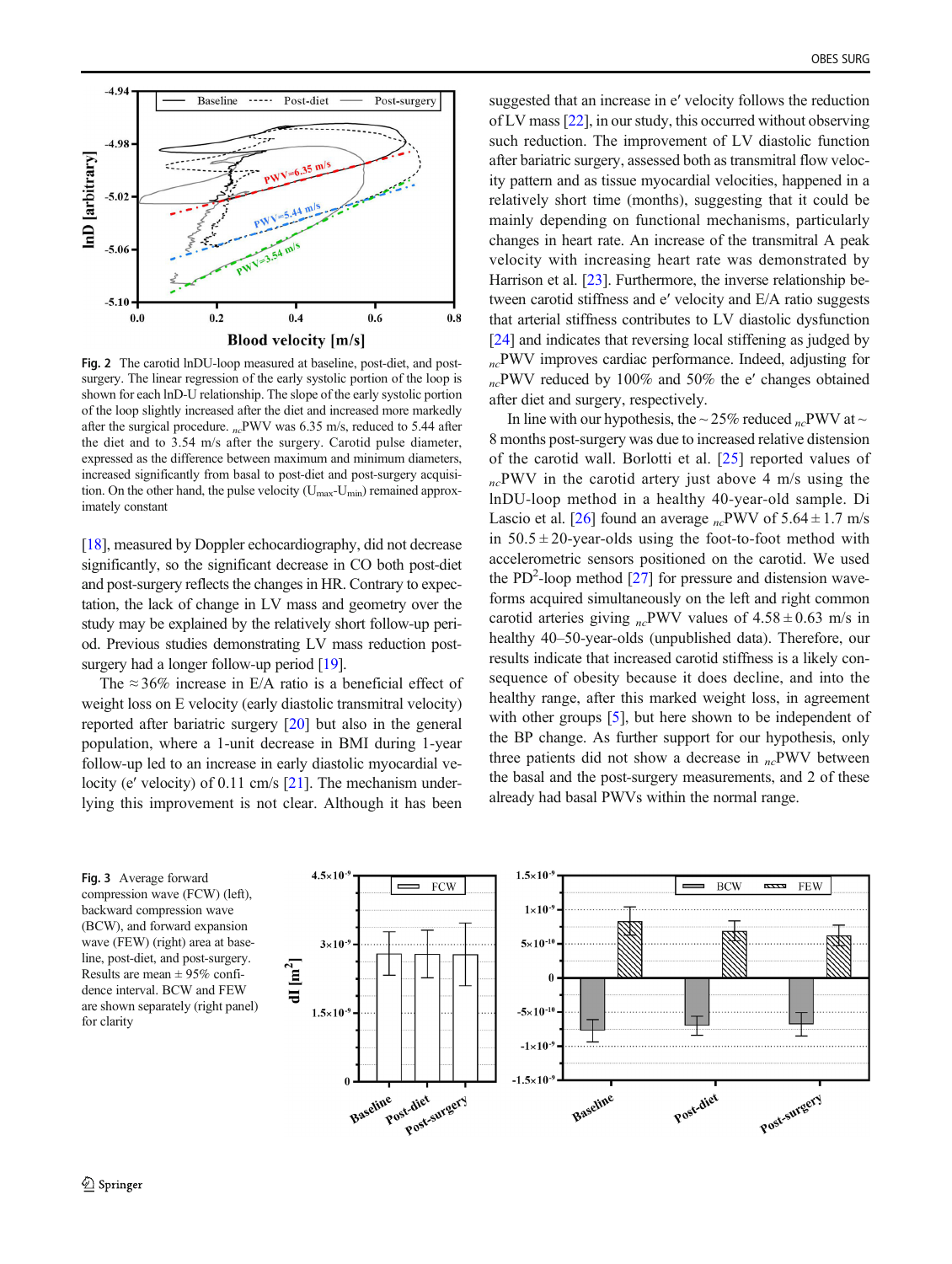Fig. 2 The carotid lnDU-loop measured at baseline, post-diet, and post-surgery. The linear regression of the early systolic portion of the loop is shown for each lnD-U relationship. The slope of the early systolic portion of the loop slightly increased after the diet and increased more markedly after the surgical procedure. $_{nc}$PWV was 6.35 m/s, reduced to 5.44 after the diet and to 3.54 m/s after the surgery. Carotid pulse diameter, expressed as the difference between maximum and minimum diameters, increased significantly from basal to post-diet and post-surgery acquisition. On the other hand, the pulse velocity ($U_{max}$-$U_{min}$) remained approximately constant

[18], measured by Doppler echocardiography, did not decrease significantly, so the significant decrease in CO both post-diet and post-surgery reflects the changes in HR. Contrary to expectation, the lack of change in LV mass and geometry over the study may be explained by the relatively short follow-up period. Previous studies demonstrating LV mass reduction post-surgery had a longer follow-up period [19].

The ≈36% increase in E/A ratio is a beneficial effect of weight loss on E velocity (early diastolic transmitral velocity) reported after bariatric surgery [20] but also in the general population, where a 1-unit decrease in BMI during 1-year follow-up led to an increase in early diastolic myocardial velocity (e′ velocity) of 0.11 cm/s [21]. The mechanism underlying this improvement is not clear. Although it has been suggested that an increase in e′ velocity follows the reduction of LV mass [22], in our study, this occurred without observing such reduction. The improvement of LV diastolic function after bariatric surgery, assessed both as transmitral flow velocity pattern and as tissue myocardial velocities, happened in a relatively short time (months), suggesting that it could be mainly depending on functional mechanisms, particularly changes in heart rate. An increase of the transmitral A peak velocity with increasing heart rate was demonstrated by Harrison et al. [23]. Furthermore, the inverse relationship between carotid stiffness and e′ velocity and E/A ratio suggests that arterial stiffness contributes to LV diastolic dysfunction [24] and indicates that reversing local stiffening as judged by $_{nc}$PWV improves cardiac performance. Indeed, adjusting for $_{nc}$PWV reduced by 100% and 50% the e′ changes obtained after diet and surgery, respectively.

In line with our hypothesis, the ~25% reduced $_{nc}$PWV at ~8 months post-surgery was due to increased relative distension of the carotid wall. Borlotti et al. [25] reported values of $_{nc}$PWV in the carotid artery just above 4 m/s using the lnDU-loop method in a healthy 40-year-old sample. Di Lascio et al. [26] found an average $_{nc}$PWV of 5.64 ± 1.7 m/s in 50.5 ± 20-year-olds using the foot-to-foot method with accelerometric sensors positioned on the carotid. We used the PD$^2$-loop method [27] for pressure and distension waveforms acquired simultaneously on the left and right common carotid arteries giving $_{nc}$PWV values of 4.58 ± 0.63 m/s in healthy 40–50-year-olds (unpublished data). Therefore, our results indicate that increased carotid stiffness is a likely consequence of obesity because it does decline, and into the healthy range, after this marked weight loss, in agreement with other groups [5], but here shown to be independent of the BP change. As further support for our hypothesis, only three patients did not show a decrease in $_{nc}$PWV between the basal and the post-surgery measurements, and 2 of these already had basal PWVs within the normal range.

Fig. 3 Average forward compression wave (FCW) (left), backward compression wave (BCW), and forward expansion wave (FEW) (right) area at baseline, post-diet, and post-surgery. Results are mean ± 95% confidence interval. BCW and FEW are shown separately (right panel) for clarity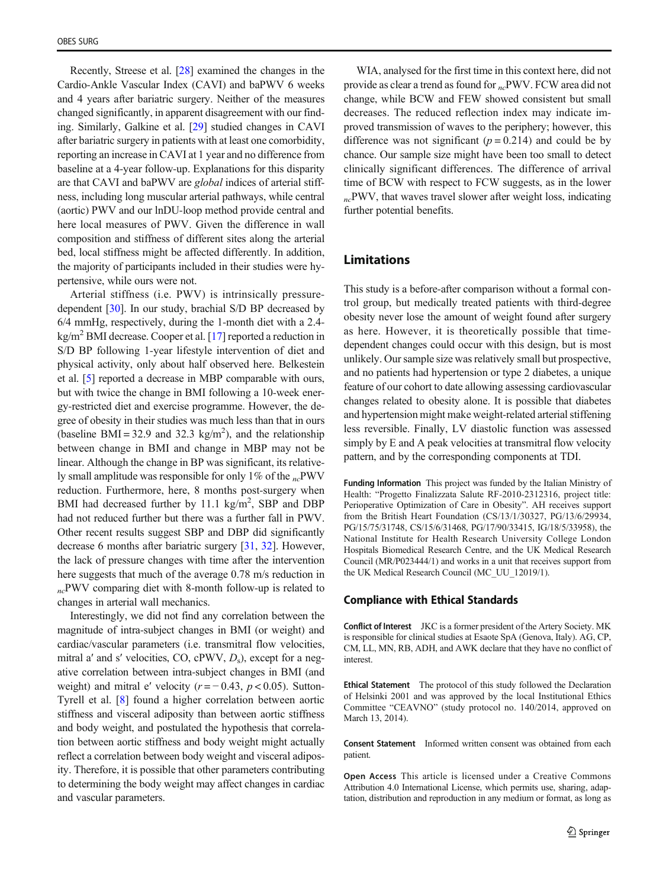Recently, Streese et al. [28] examined the changes in the Cardio-Ankle Vascular Index (CAVI) and baPWV 6 weeks and 4 years after bariatric surgery. Neither of the measures changed significantly, in apparent disagreement with our finding. Similarly, Galkine et al. [29] studied changes in CAVI after bariatric surgery in patients with at least one comorbidity, reporting an increase in CAVI at 1 year and no difference from baseline at a 4-year follow-up. Explanations for this disparity are that CAVI and baPWV are *global* indices of arterial stiffness, including long muscular arterial pathways, while central (aortic) PWV and our lnDU-loop method provide central and here local measures of PWV. Given the difference in wall composition and stiffness of different sites along the arterial bed, local stiffness might be affected differently. In addition, the majority of participants included in their studies were hypertensive, while ours were not.

Arterial stiffness (i.e. PWV) is intrinsically pressure-dependent [30]. In our study, brachial S/D BP decreased by 6/4 mmHg, respectively, during the 1-month diet with a 2.4-kg/m$^2$ BMI decrease. Cooper et al. [17] reported a reduction in S/D BP following 1-year lifestyle intervention of diet and physical activity, only about half observed here. Belkestein et al. [5] reported a decrease in MBP comparable with ours, but with twice the change in BMI following a 10-week energy-restricted diet and exercise programme. However, the degree of obesity in their studies was much less than that in ours (baseline BMI = 32.9 and 32.3 kg/m$^2$), and the relationship between change in BMI and change in MBP may not be linear. Although the change in BP was significant, its relatively small amplitude was responsible for only 1% of the $_{nc}$PWV reduction. Furthermore, here, 8 months post-surgery when BMI had decreased further by 11.1 kg/m$^2$, SBP and DBP had not reduced further but there was a further fall in PWV. Other recent results suggest SBP and DBP did significantly decrease 6 months after bariatric surgery [31, 32]. However, the lack of pressure changes with time after the intervention here suggests that much of the average 0.78 m/s reduction in $_{nc}$PWV comparing diet with 8-month follow-up is related to changes in arterial wall mechanics.

Interestingly, we did not find any correlation between the magnitude of intra-subject changes in BMI (or weight) and cardiac/vascular parameters (i.e. transmitral flow velocities, mitral a′ and s′ velocities, CO, cPWV, $D_s$), except for a negative correlation between intra-subject changes in BMI (and weight) and mitral e′ velocity ($r = -0.43$, $p < 0.05$). Sutton-Tyrell et al. [8] found a higher correlation between aortic stiffness and visceral adiposity than between aortic stiffness and body weight, and postulated the hypothesis that correlation between aortic stiffness and body weight might actually reflect a correlation between body weight and visceral adiposity. Therefore, it is possible that other parameters contributing to determining the body weight may affect changes in cardiac and vascular parameters.

WIA, analysed for the first time in this context here, did not provide as clear a trend as found for $_{nc}$PWV. FCW area did not change, while BCW and FEW showed consistent but small decreases. The reduced reflection index may indicate improved transmission of waves to the periphery; however, this difference was not significant ($p = 0.214$) and could be by chance. Our sample size might have been too small to detect clinically significant differences. The difference of arrival time of BCW with respect to FCW suggests, as in the lower $_{nc}$PWV, that waves travel slower after weight loss, indicating further potential benefits.

## Limitations

This study is a before-after comparison without a formal control group, but medically treated patients with third-degree obesity never lose the amount of weight found after surgery as here. However, it is theoretically possible that time-dependent changes could occur with this design, but is most unlikely. Our sample size was relatively small but prospective, and no patients had hypertension or type 2 diabetes, a unique feature of our cohort to date allowing assessing cardiovascular changes related to obesity alone. It is possible that diabetes and hypertension might make weight-related arterial stiffening less reversible. Finally, LV diastolic function was assessed simply by E and A peak velocities at transmitral flow velocity pattern, and by the corresponding components at TDI.

**Funding Information** This project was funded by the Italian Ministry of Health: "Progetto Finalizzata Salute RF-2010-2312316, project title: Perioperative Optimization of Care in Obesity". AH receives support from the British Heart Foundation (CS/13/1/30327, PG/13/6/29934, PG/15/75/31748, CS/15/6/31468, PG/17/90/33415, IG/18/5/33958), the National Institute for Health Research University College London Hospitals Biomedical Research Centre, and the UK Medical Research Council (MR/P023444/1) and works in a unit that receives support from the UK Medical Research Council (MC_UU_12019/1).

### Compliance with Ethical Standards

**Conflict of Interest** JKC is a former president of the Artery Society. MK is responsible for clinical studies at Esaote SpA (Genova, Italy). AG, CP, CM, LL, MN, RB, ADH, and AWK declare that they have no conflict of interest.

**Ethical Statement** The protocol of this study followed the Declaration of Helsinki 2001 and was approved by the local Institutional Ethics Committee "CEAVNO" (study protocol no. 140/2014, approved on March 13, 2014).

**Consent Statement** Informed written consent was obtained from each patient.

**Open Access** This article is licensed under a Creative Commons Attribution 4.0 International License, which permits use, sharing, adaptation, distribution and reproduction in any medium or format, as long as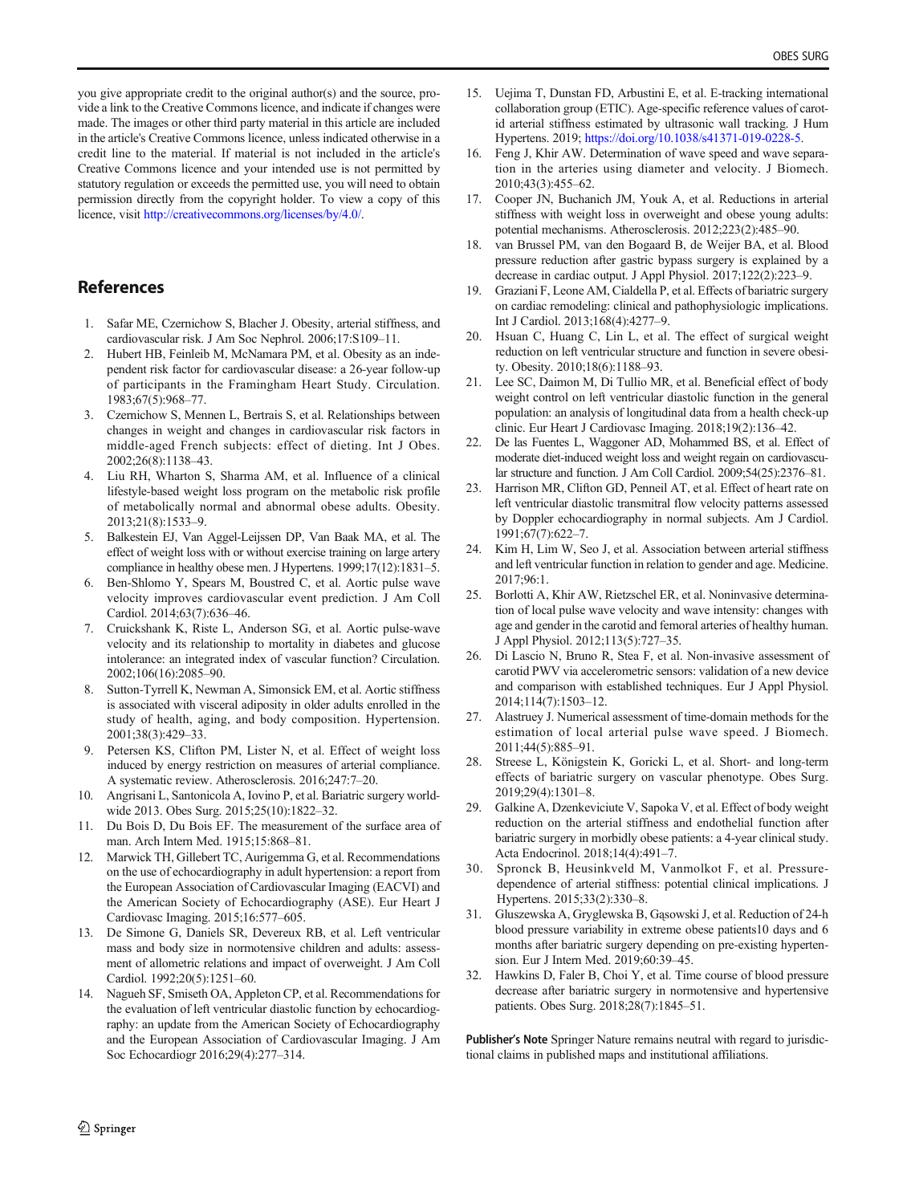you give appropriate credit to the original author(s) and the source, provide a link to the Creative Commons licence, and indicate if changes were made. The images or other third party material in this article are included in the article's Creative Commons licence, unless indicated otherwise in a credit line to the material. If material is not included in the article's Creative Commons licence and your intended use is not permitted by statutory regulation or exceeds the permitted use, you will need to obtain permission directly from the copyright holder. To view a copy of this licence, visit http://creativecommons.org/licenses/by/4.0/.

## References

1. Safar ME, Czernichow S, Blacher J. Obesity, arterial stiffness, and cardiovascular risk. J Am Soc Nephrol. 2006;17:S109–11.
2. Hubert HB, Feinleib M, McNamara PM, et al. Obesity as an independent risk factor for cardiovascular disease: a 26-year follow-up of participants in the Framingham Heart Study. Circulation. 1983;67(5):968–77.
3. Czernichow S, Mennen L, Bertrais S, et al. Relationships between changes in weight and changes in cardiovascular risk factors in middle-aged French subjects: effect of dieting. Int J Obes. 2002;26(8):1138–43.
4. Liu RH, Wharton S, Sharma AM, et al. Influence of a clinical lifestyle-based weight loss program on the metabolic risk profile of metabolically normal and abnormal obese adults. Obesity. 2013;21(8):1533–9.
5. Balkestein EJ, Van Aggel-Leijssen DP, Van Baak MA, et al. The effect of weight loss with or without exercise training on large artery compliance in healthy obese men. J Hypertens. 1999;17(12):1831–5.
6. Ben-Shlomo Y, Spears M, Boustred C, et al. Aortic pulse wave velocity improves cardiovascular event prediction. J Am Coll Cardiol. 2014;63(7):636–46.
7. Cruickshank K, Riste L, Anderson SG, et al. Aortic pulse-wave velocity and its relationship to mortality in diabetes and glucose intolerance: an integrated index of vascular function? Circulation. 2002;106(16):2085–90.
8. Sutton-Tyrrell K, Newman A, Simonsick EM, et al. Aortic stiffness is associated with visceral adiposity in older adults enrolled in the study of health, aging, and body composition. Hypertension. 2001;38(3):429–33.
9. Petersen KS, Clifton PM, Lister N, et al. Effect of weight loss induced by energy restriction on measures of arterial compliance. A systematic review. Atherosclerosis. 2016;247:7–20.
10. Angrisani L, Santonicola A, Iovino P, et al. Bariatric surgery worldwide 2013. Obes Surg. 2015;25(10):1822–32.
11. Du Bois D, Du Bois EF. The measurement of the surface area of man. Arch Intern Med. 1915;15:868–81.
12. Marwick TH, Gillebert TC, Aurigemma G, et al. Recommendations on the use of echocardiography in adult hypertension: a report from the European Association of Cardiovascular Imaging (EACVI) and the American Society of Echocardiography (ASE). Eur Heart J Cardiovasc Imaging. 2015;16:577–605.
13. De Simone G, Daniels SR, Devereux RB, et al. Left ventricular mass and body size in normotensive children and adults: assessment of allometric relations and impact of overweight. J Am Coll Cardiol. 1992;20(5):1251–60.
14. Nagueh SF, Smiseth OA, Appleton CP, et al. Recommendations for the evaluation of left ventricular diastolic function by echocardiography: an update from the American Society of Echocardiography and the European Association of Cardiovascular Imaging. J Am Soc Echocardiogr 2016;29(4):277–314.
15. Uejima T, Dunstan FD, Arbustini E, et al. E-tracking international collaboration group (ETIC). Age-specific reference values of carotid arterial stiffness estimated by ultrasonic wall tracking. J Hum Hypertens. 2019; https://doi.org/10.1038/s41371-019-0228-5.
16. Feng J, Khir AW. Determination of wave speed and wave separation in the arteries using diameter and velocity. J Biomech. 2010;43(3):455–62.
17. Cooper JN, Buchanich JM, Youk A, et al. Reductions in arterial stiffness with weight loss in overweight and obese young adults: potential mechanisms. Atherosclerosis. 2012;223(2):485–90.
18. van Brussel PM, van den Bogaard B, de Weijer BA, et al. Blood pressure reduction after gastric bypass surgery is explained by a decrease in cardiac output. J Appl Physiol. 2017;122(2):223–9.
19. Graziani F, Leone AM, Cialdella P, et al. Effects of bariatric surgery on cardiac remodeling: clinical and pathophysiologic implications. Int J Cardiol. 2013;168(4):4277–9.
20. Hsuan C, Huang C, Lin L, et al. The effect of surgical weight reduction on left ventricular structure and function in severe obesity. Obesity. 2010;18(6):1188–93.
21. Lee SC, Daimon M, Di Tullio MR, et al. Beneficial effect of body weight control on left ventricular diastolic function in the general population: an analysis of longitudinal data from a health check-up clinic. Eur Heart J Cardiovasc Imaging. 2018;19(2):136–42.
22. De las Fuentes L, Waggoner AD, Mohammed BS, et al. Effect of moderate diet-induced weight loss and weight regain on cardiovascular structure and function. J Am Coll Cardiol. 2009;54(25):2376–81.
23. Harrison MR, Clifton GD, Penneil AT, et al. Effect of heart rate on left ventricular diastolic transmitral flow velocity patterns assessed by Doppler echocardiography in normal subjects. Am J Cardiol. 1991;67(7):622–7.
24. Kim H, Lim W, Seo J, et al. Association between arterial stiffness and left ventricular function in relation to gender and age. Medicine. 2017;96:1.
25. Borlotti A, Khir AW, Rietzschel ER, et al. Noninvasive determination of local pulse wave velocity and wave intensity: changes with age and gender in the carotid and femoral arteries of healthy human. J Appl Physiol. 2012;113(5):727–35.
26. Di Lascio N, Bruno R, Stea F, et al. Non-invasive assessment of carotid PWV via accelerometric sensors: validation of a new device and comparison with established techniques. Eur J Appl Physiol. 2014;114(7):1503–12.
27. Alastruey J. Numerical assessment of time-domain methods for the estimation of local arterial pulse wave speed. J Biomech. 2011;44(5):885–91.
28. Streese L, Königstein K, Goricki L, et al. Short- and long-term effects of bariatric surgery on vascular phenotype. Obes Surg. 2019;29(4):1301–8.
29. Galkine A, Dzenkeviciute V, Sapoka V, et al. Effect of body weight reduction on the arterial stiffness and endothelial function after bariatric surgery in morbidly obese patients: a 4-year clinical study. Acta Endocrinol. 2018;14(4):491–7.
30. Spronck B, Heusinkveld M, Vanmolkot F, et al. Pressure-dependence of arterial stiffness: potential clinical implications. J Hypertens. 2015;33(2):330–8.
31. Gluszewska A, Gryglewska B, Gąsowski J, et al. Reduction of 24-h blood pressure variability in extreme obese patients10 days and 6 months after bariatric surgery depending on pre-existing hypertension. Eur J Intern Med. 2019;60:39–45.
32. Hawkins D, Faler B, Choi Y, et al. Time course of blood pressure decrease after bariatric surgery in normotensive and hypertensive patients. Obes Surg. 2018;28(7):1845–51.

**Publisher's Note** Springer Nature remains neutral with regard to jurisdictional claims in published maps and institutional affiliations.